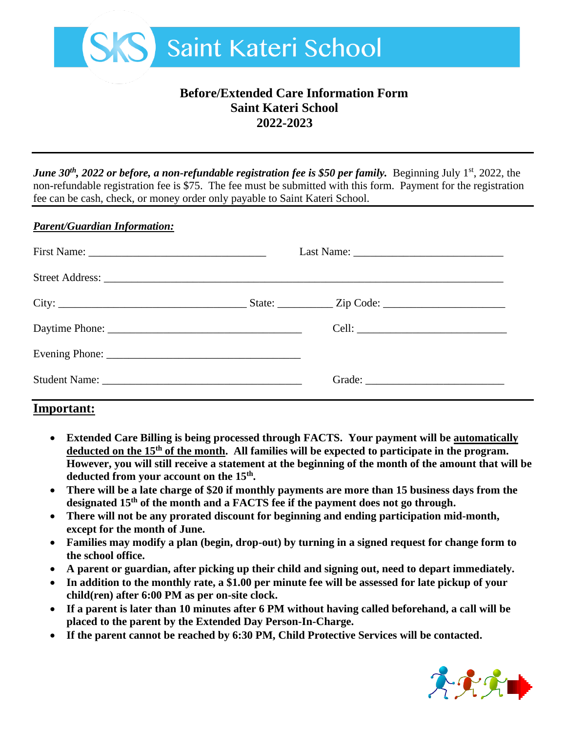# Saint Kateri School

## Before/Extended Care Information Form
## Saint Kateri School
## 2022-2023

---

***June 30th, 2022 or before, a non-refundable registration fee is $50 per family.*** Beginning July 1st, 2022, the non-refundable registration fee is $75. The fee must be submitted with this form. Payment for the registration fee can be cash, check, or money order only payable to Saint Kateri School.

---

***Parent/Guardian Information:***

First Name: ________________________________ Last Name: ___________________________

Street Address: ________________________________________________________________________

City: __________________________________ State: __________ Zip Code: ______________________

Daytime Phone: ___________________________________ Cell: ___________________________

Evening Phone: ___________________________________

Student Name: ____________________________________ Grade: _________________________

---

## Important:

- **Extended Care Billing is being processed through FACTS. Your payment will be automatically deducted on the 15th of the month. All families will be expected to participate in the program. However, you will still receive a statement at the beginning of the month of the amount that will be deducted from your account on the 15th.**
- **There will be a late charge of $20 if monthly payments are more than 15 business days from the designated 15th of the month and a FACTS fee if the payment does not go through.**
- **There will not be any prorated discount for beginning and ending participation mid-month, except for the month of June.**
- **Families may modify a plan (begin, drop-out) by turning in a signed request for change form to the school office.**
- **A parent or guardian, after picking up their child and signing out, need to depart immediately.**
- **In addition to the monthly rate, a $1.00 per minute fee will be assessed for late pickup of your child(ren) after 6:00 PM as per on-site clock.**
- **If a parent is later than 10 minutes after 6 PM without having called beforehand, a call will be placed to the parent by the Extended Day Person-In-Charge.**
- **If the parent cannot be reached by 6:30 PM, Child Protective Services will be contacted.**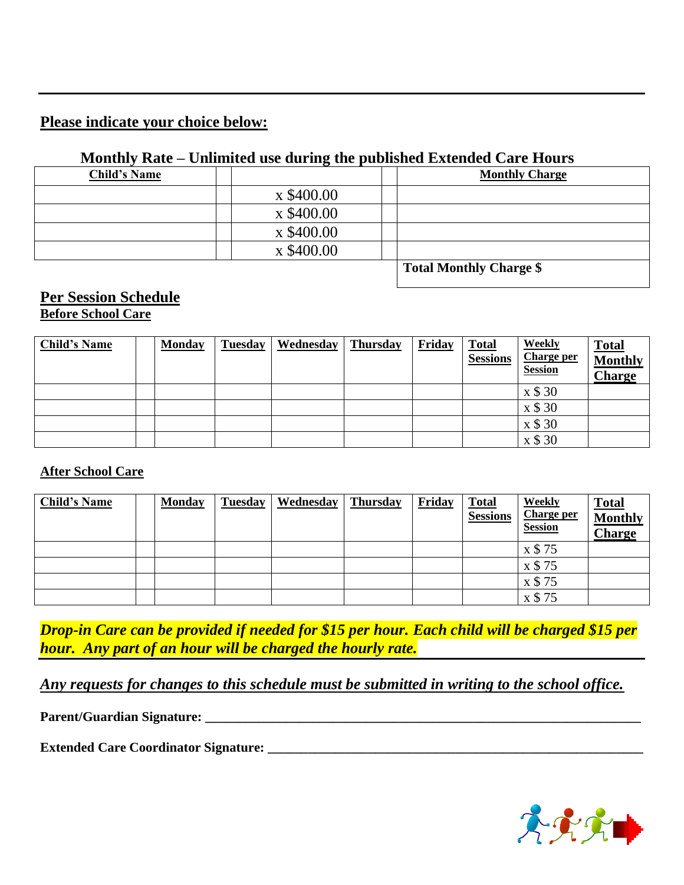## Please indicate your choice below:

### Monthly Rate – Unlimited use during the published Extended Care Hours

| Child's Name | | | | Monthly Charge |
|---|---|---|---|---|
| | | x $400.00 | | |
| | | x $400.00 | | |
| | | x $400.00 | | |
| | | x $400.00 | | |
| | | | | **Total Monthly Charge $** |

## Per Session Schedule

### Before School Care

| Child's Name | | Monday | Tuesday | Wednesday | Thursday | Friday | Total Sessions | Weekly Charge per Session | Total Monthly Charge |
|---|---|---|---|---|---|---|---|---|---|
| | | | | | | | | x $ 30 | |
| | | | | | | | | x $ 30 | |
| | | | | | | | | x $ 30 | |
| | | | | | | | | x $ 30 | |

### After School Care

| Child's Name | | Monday | Tuesday | Wednesday | Thursday | Friday | Total Sessions | Weekly Charge per Session | Total Monthly Charge |
|---|---|---|---|---|---|---|---|---|---|
| | | | | | | | | x $ 75 | |
| | | | | | | | | x $ 75 | |
| | | | | | | | | x $ 75 | |
| | | | | | | | | x $ 75 | |

***Drop-in Care can be provided if needed for $15 per hour. Each child will be charged $15 per hour. Any part of an hour will be charged the hourly rate.***

*Any requests for changes to this schedule must be submitted in writing to the school office.*

**Parent/Guardian Signature:** ___________________________________________________________________

**Extended Care Coordinator Signature:** _______________________________________________________